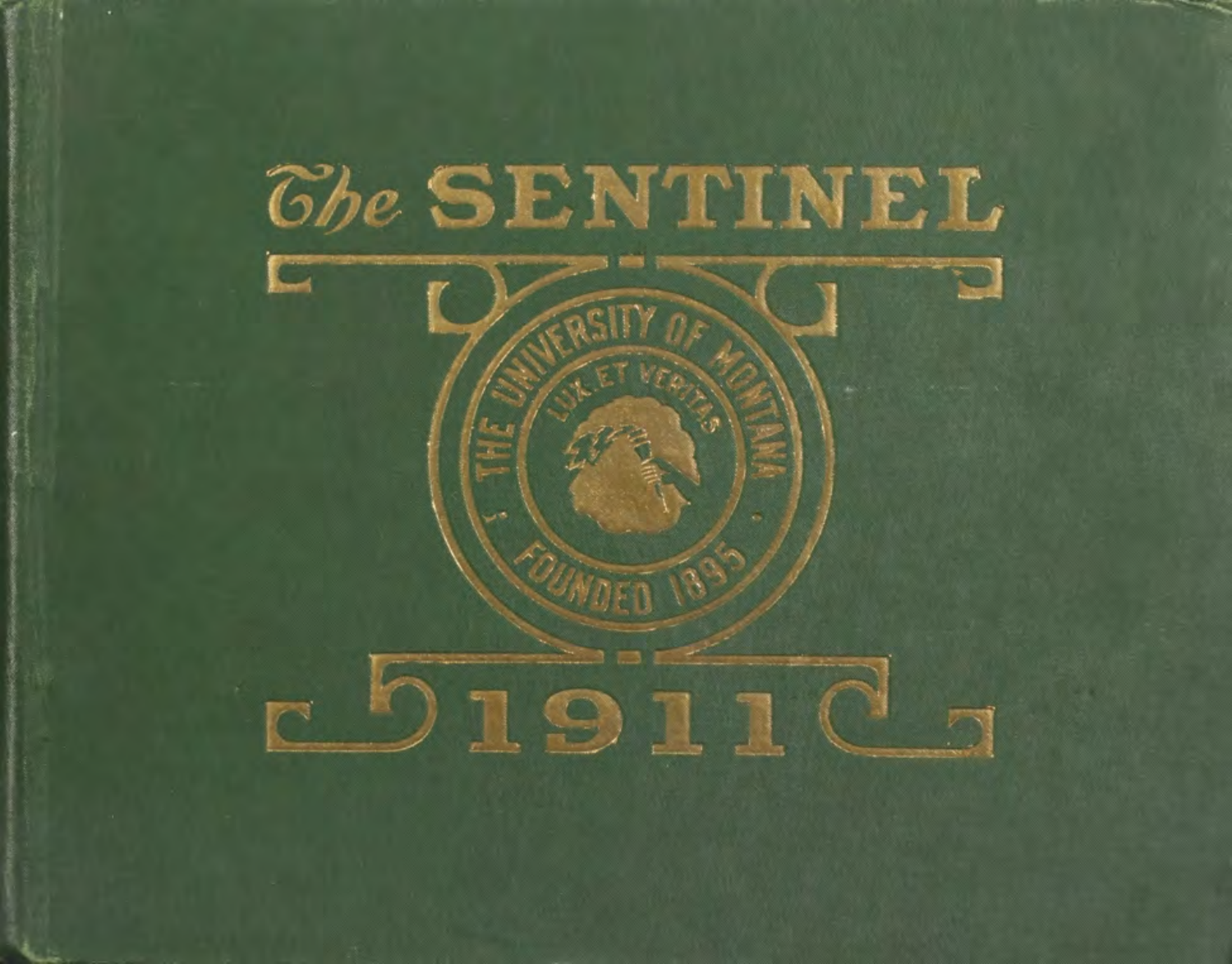# The SENTINEL

THE UNIVERSITY OF MONTANA

LUX ET VERITAS

FOUNDED 1895

1911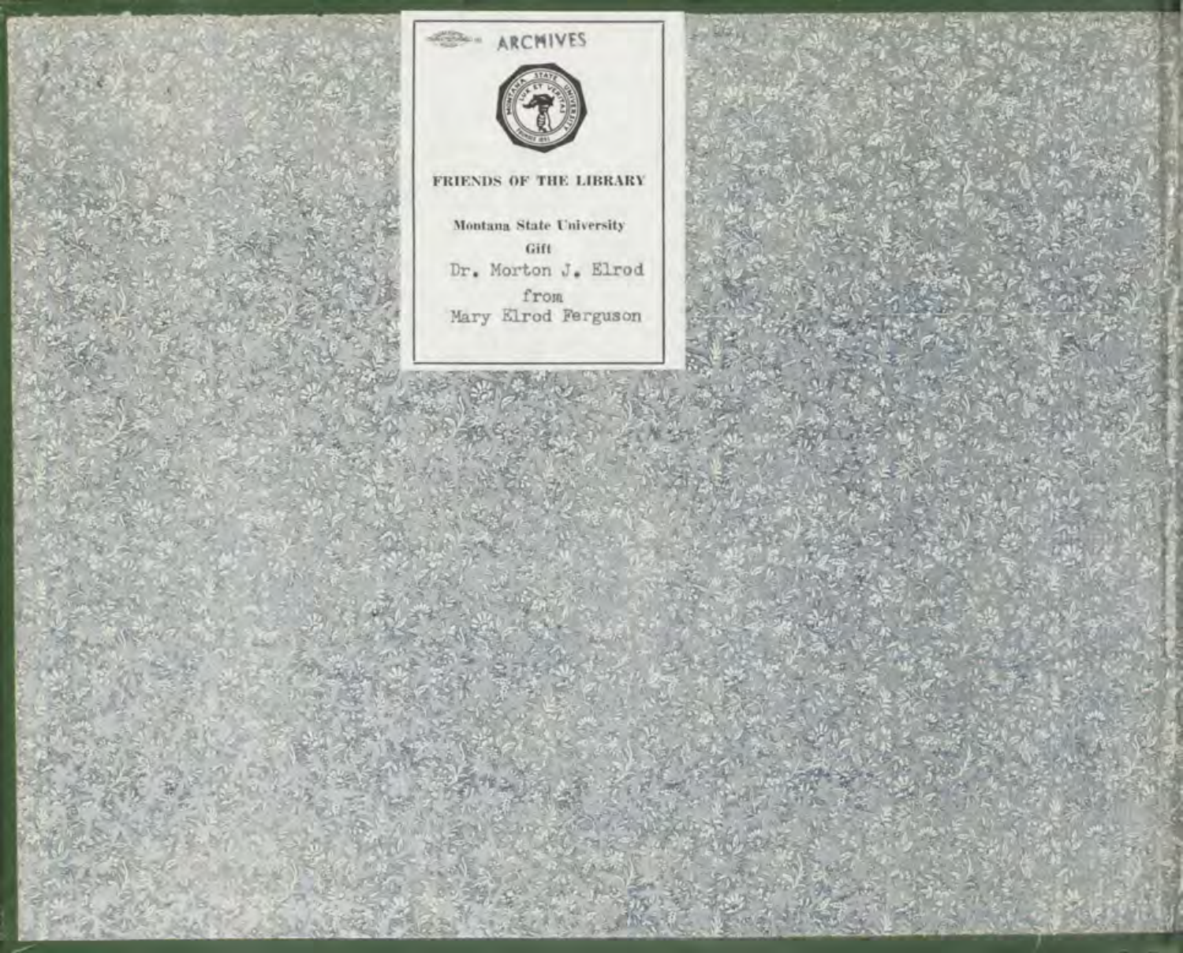ARCHIVES

FRIENDS OF THE LIBRARY

Montana State University

Gift

Dr. Morton J. Elrod

from

Mary Elrod Ferguson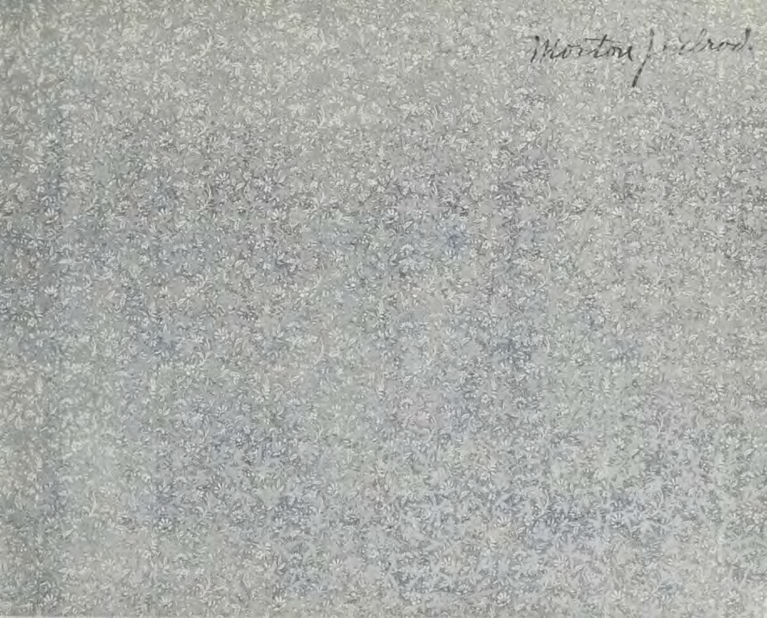Morton Jedrod.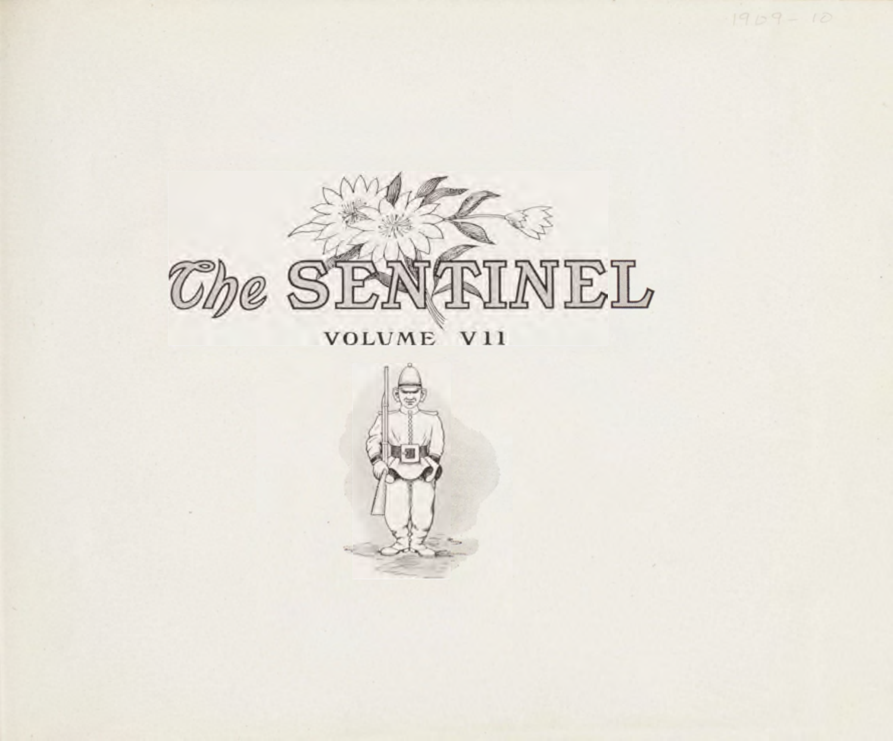1909-10

# The SENTINEL

VOLUME VII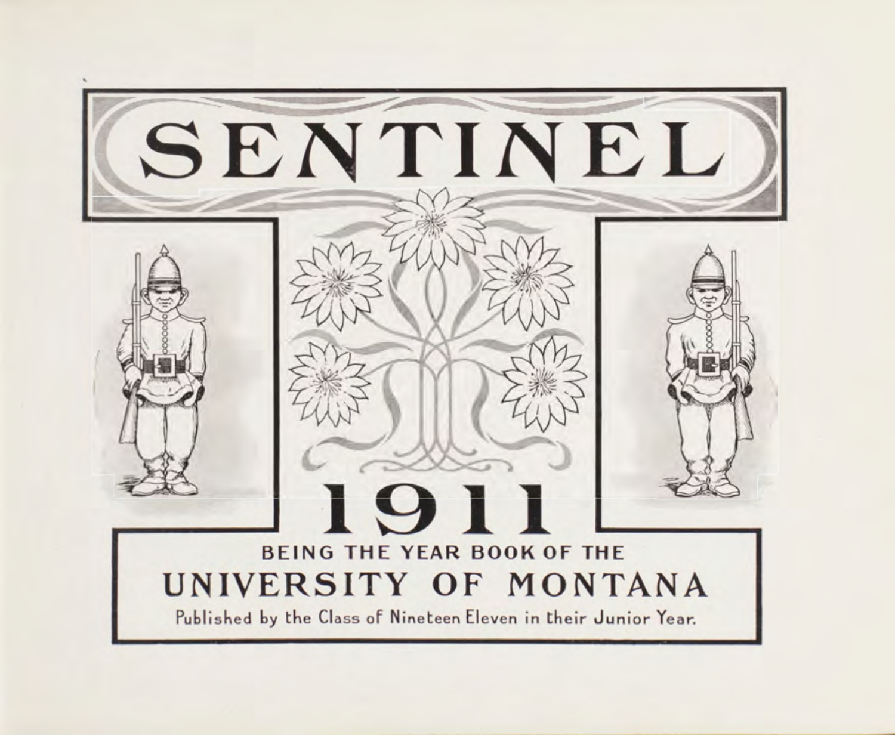# SENTINEL

# 1911

BEING THE YEAR BOOK OF THE

## UNIVERSITY OF MONTANA

Published by the Class of Nineteen Eleven in their Junior Year.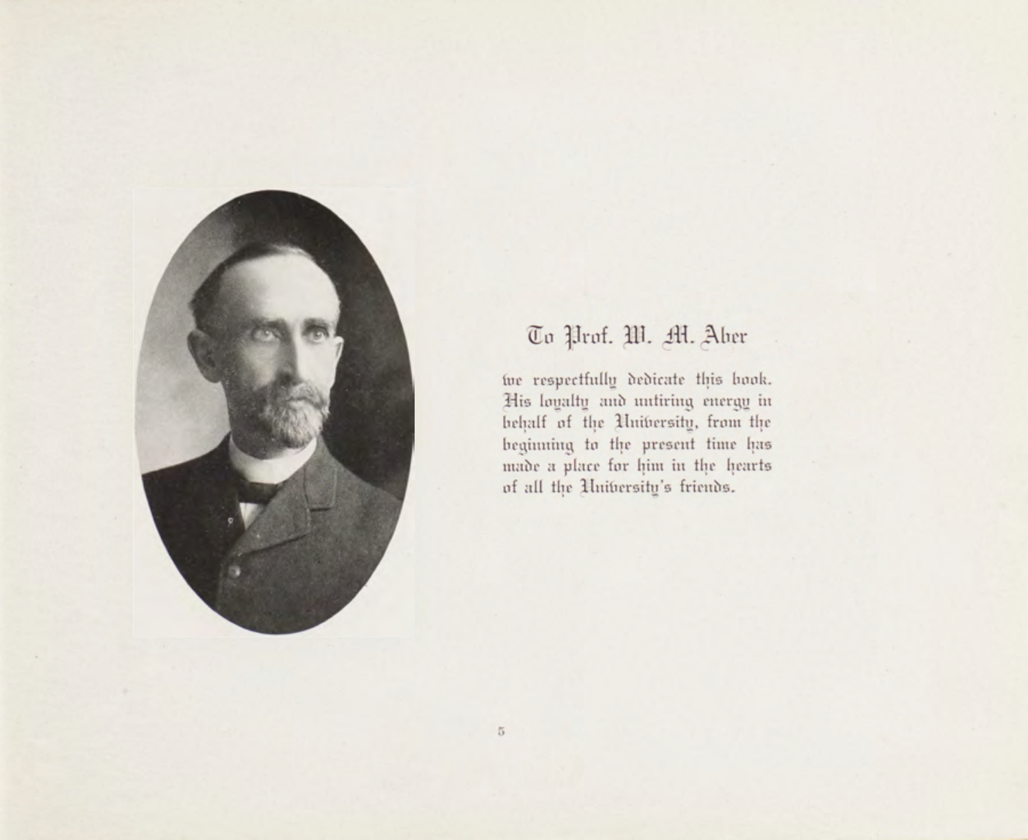# To Prof. W. M. Aber

we respectfully dedicate this book. His loyalty and untiring energy in behalf of the University, from the beginning to the present time has made a place for him in the hearts of all the University's friends.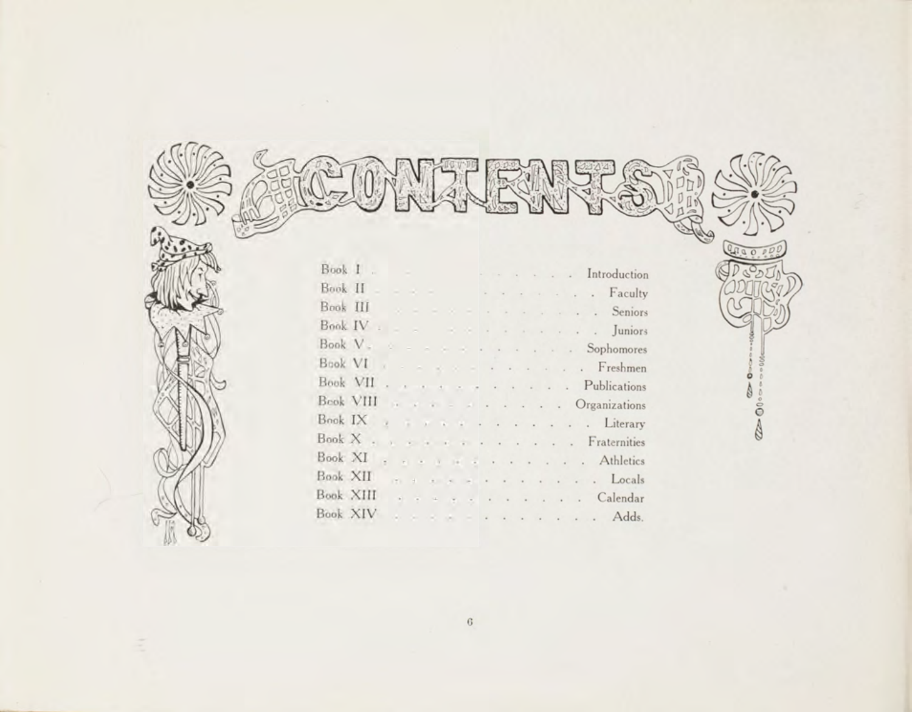# CONTENTS

| | |
|---|---|
| Book I | Introduction |
| Book II | Faculty |
| Book III | Seniors |
| Book IV | Juniors |
| Book V | Sophomores |
| Book VI | Freshmen |
| Book VII | Publications |
| Book VIII | Organizations |
| Book IX | Literary |
| Book X | Fraternities |
| Book XI | Athletics |
| Book XII | Locals |
| Book XIII | Calendar |
| Book XIV | Adds. |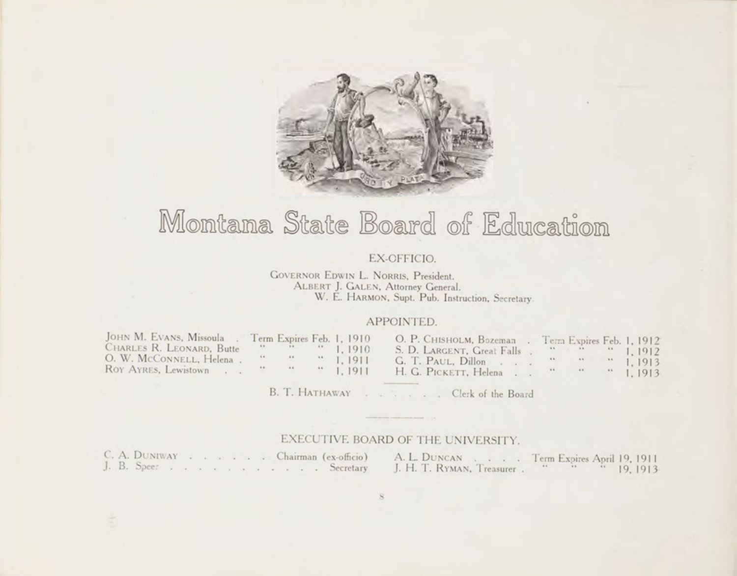# Montana State Board of Education

## EX-OFFICIO.

GOVERNOR EDWIN L. NORRIS, President.
ALBERT J. GALEN, Attorney General.
W. E. HARMON, Supt. Pub. Instruction, Secretary.

## APPOINTED.

| | | | |
|---|---|---|---|
| JOHN M. EVANS, Missoula | Term Expires Feb. 1, 1910 | O. P. CHISHOLM, Bozeman | Term Expires Feb. 1, 1912 |
| CHARLES R. LEONARD, Butte | " " " 1, 1910 | S. D. LARGENT, Great Falls | " " " 1, 1912 |
| O. W. McCONNELL, Helena | " " " 1, 1911 | G. T. PAUL, Dillon | " " " 1, 1913 |
| ROY AYRES, Lewistown | " " " 1, 1911 | H. G. PICKETT, Helena | " " " 1, 1913 |

B. T. HATHAWAY . . . . . . Clerk of the Board

## EXECUTIVE BOARD OF THE UNIVERSITY.

| | | | |
|---|---|---|---|
| C. A. DUNIWAY | Chairman (ex-officio) | A. L. DUNCAN | Term Expires April 19, 1911 |
| J. B. Speer | Secretary | J. H. T. RYMAN, Treasurer | " " " 19, 1913 |